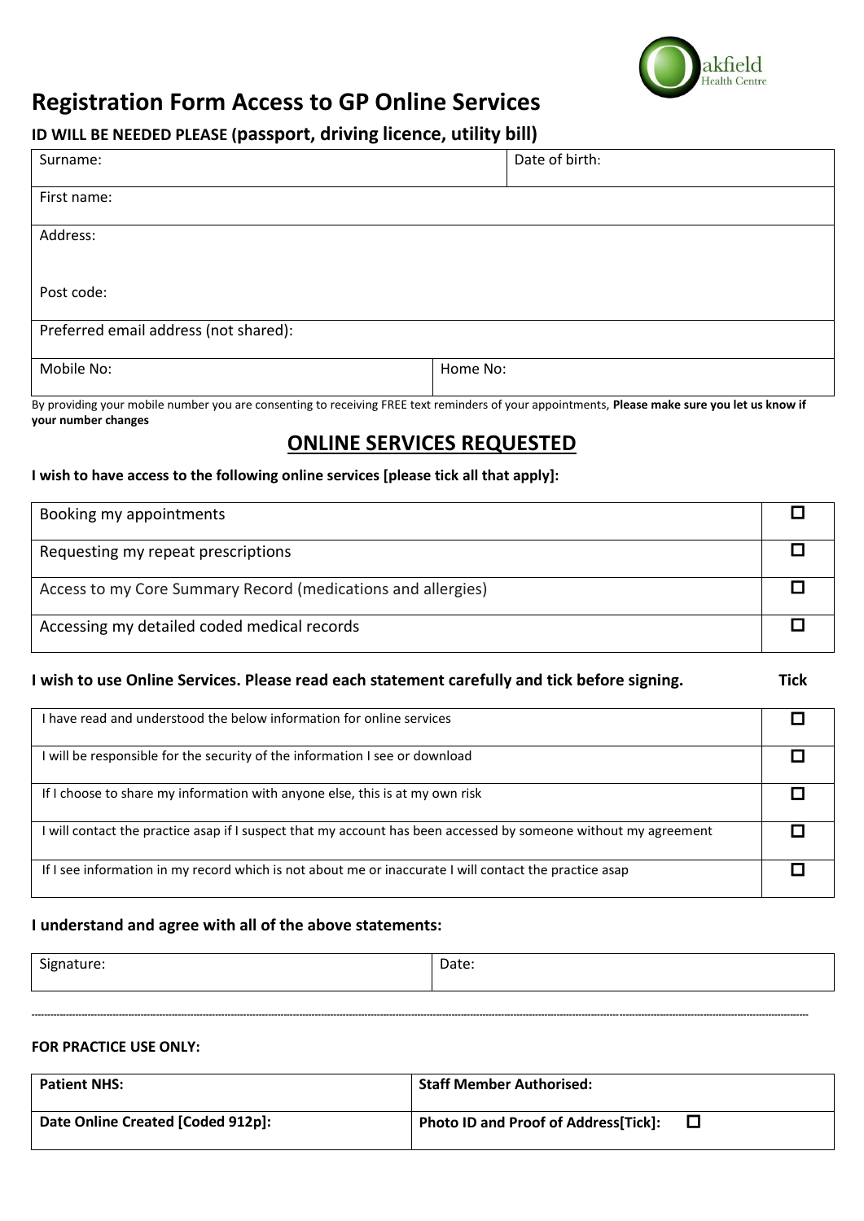Oakfield Health Centre

# Registration Form Access to GP Online Services

**ID WILL BE NEEDED PLEASE (passport, driving licence, utility bill)**

| Surname: | Date of birth: |
|---|---|
| First name: | |
| Address:<br><br>Post code: | |
| Preferred email address (not shared): | |
| Mobile No: | Home No: |

By providing your mobile number you are consenting to receiving FREE text reminders of your appointments, **Please make sure you let us know if your number changes**

## ONLINE SERVICES REQUESTED

**I wish to have access to the following online services [please tick all that apply]:**

| | |
|---|---|
| Booking my appointments | ☐ |
| Requesting my repeat prescriptions | ☐ |
| Access to my Core Summary Record (medications and allergies) | ☐ |
| Accessing my detailed coded medical records | ☐ |

| **I wish to use Online Services. Please read each statement carefully and tick before signing.** | **Tick** |
|---|---|
| I have read and understood the below information for online services | ☐ |
| I will be responsible for the security of the information I see or download | ☐ |
| If I choose to share my information with anyone else, this is at my own risk | ☐ |
| I will contact the practice asap if I suspect that my account has been accessed by someone without my agreement | ☐ |
| If I see information in my record which is not about me or inaccurate I will contact the practice asap | ☐ |

**I understand and agree with all of the above statements:**

| Signature: | Date: |
|---|---|

---

**FOR PRACTICE USE ONLY:**

| **Patient NHS:** | **Staff Member Authorised:** |
|---|---|
| **Date Online Created [Coded 912p]:** | **Photo ID and Proof of Address[Tick]:** ☐ |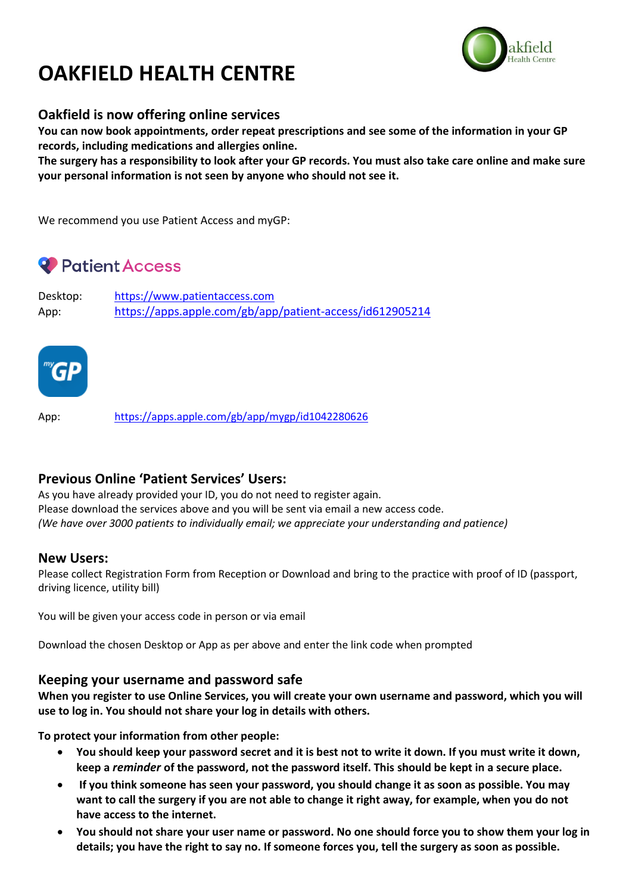# OAKFIELD HEALTH CENTRE

## Oakfield is now offering online services

**You can now book appointments, order repeat prescriptions and see some of the information in your GP records, including medications and allergies online.**
**The surgery has a responsibility to look after your GP records. You must also take care online and make sure your personal information is not seen by anyone who should not see it.**

We recommend you use Patient Access and myGP:

Patient Access

Desktop: https://www.patientaccess.com
App: https://apps.apple.com/gb/app/patient-access/id612905214

myGP

App: https://apps.apple.com/gb/app/mygp/id1042280626

## Previous Online 'Patient Services' Users:

As you have already provided your ID, you do not need to register again.
Please download the services above and you will be sent via email a new access code.
*(We have over 3000 patients to individually email; we appreciate your understanding and patience)*

## New Users:

Please collect Registration Form from Reception or Download and bring to the practice with proof of ID (passport, driving licence, utility bill)

You will be given your access code in person or via email

Download the chosen Desktop or App as per above and enter the link code when prompted

## Keeping your username and password safe

**When you register to use Online Services, you will create your own username and password, which you will use to log in. You should not share your log in details with others.**

**To protect your information from other people:**

- **You should keep your password secret and it is best not to write it down. If you must write it down, keep a *reminder* of the password, not the password itself. This should be kept in a secure place.**
- **If you think someone has seen your password, you should change it as soon as possible. You may want to call the surgery if you are not able to change it right away, for example, when you do not have access to the internet.**
- **You should not share your user name or password. No one should force you to show them your log in details; you have the right to say no. If someone forces you, tell the surgery as soon as possible.**